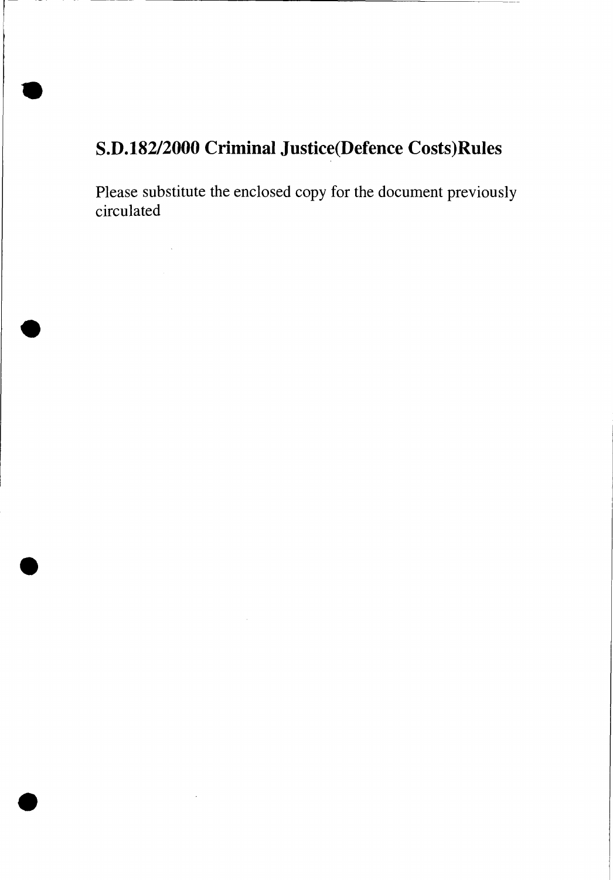# S.D.182/2000 Criminal Justice(Defence Costs)Rules

Please substitute the enclosed copy for the document previously circulated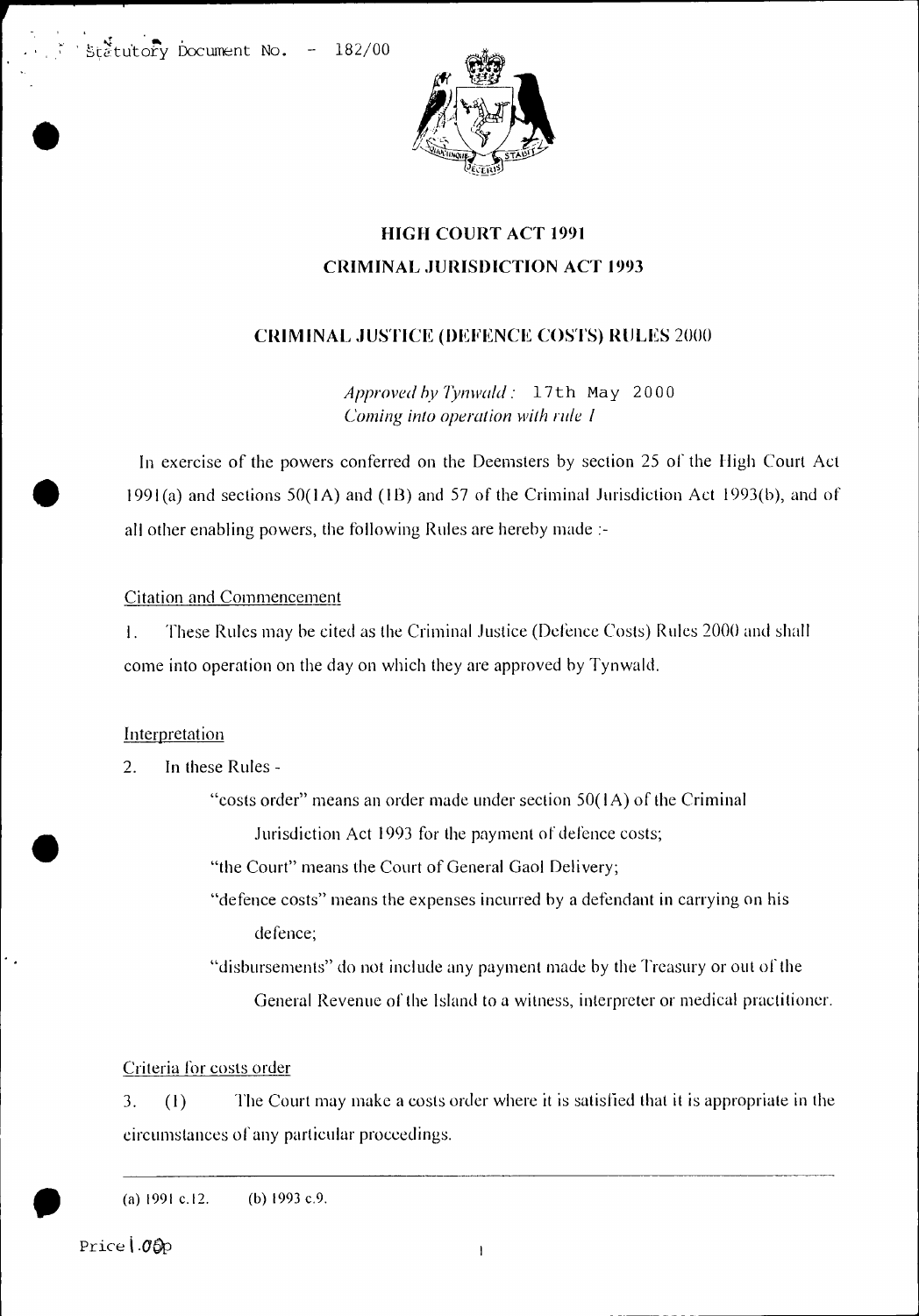Statutory Document No. – 182/00

# HIGH COURT ACT 1991
# CRIMINAL JURISDICTION ACT 1993

## CRIMINAL JUSTICE (DEFENCE COSTS) RULES 2000

*Approved by Tynwald:* 17th May 2000
*Coming into operation with rule 1*

In exercise of the powers conferred on the Deemsters by section 25 of the High Court Act 1991(a) and sections 50(1A) and (1B) and 57 of the Criminal Jurisdiction Act 1993(b), and of all other enabling powers, the following Rules are hereby made :-

Citation and Commencement

1. These Rules may be cited as the Criminal Justice (Defence Costs) Rules 2000 and shall come into operation on the day on which they are approved by Tynwald.

Interpretation

2. In these Rules -

"costs order" means an order made under section 50(1A) of the Criminal Jurisdiction Act 1993 for the payment of defence costs;

"the Court" means the Court of General Gaol Delivery;

"defence costs" means the expenses incurred by a defendant in carrying on his defence;

"disbursements" do not include any payment made by the Treasury or out of the General Revenue of the Island to a witness, interpreter or medical practitioner.

Criteria for costs order

3. (1) The Court may make a costs order where it is satisfied that it is appropriate in the circumstances of any particular proceedings.

(a) 1991 c.12. (b) 1993 c.9.

Price 1.00p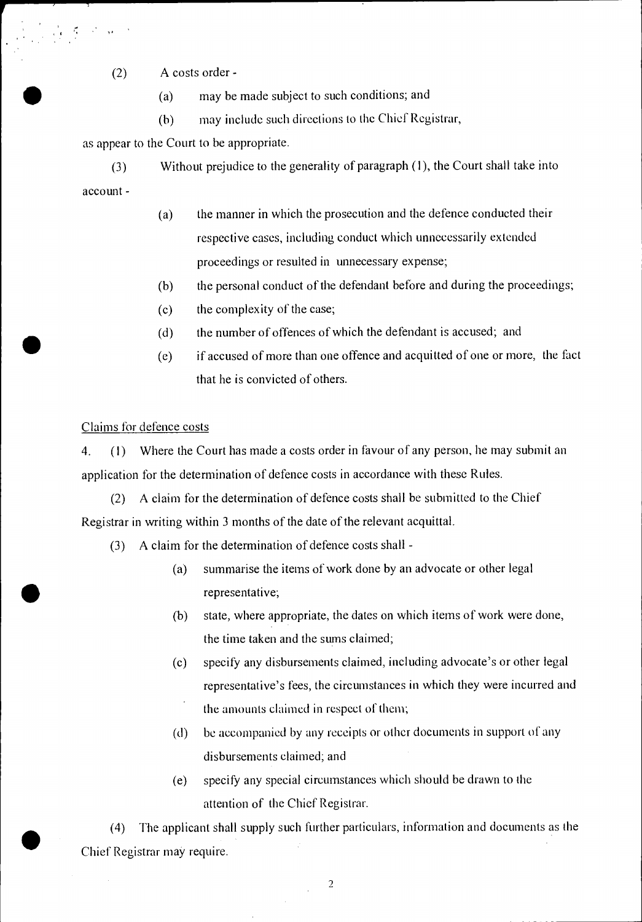(2) A costs order -

(a) may be made subject to such conditions; and

(b) may include such directions to the Chief Registrar,

as appear to the Court to be appropriate.

(3) Without prejudice to the generality of paragraph (1), the Court shall take into account -

(a) the manner in which the prosecution and the defence conducted their respective cases, including conduct which unnecessarily extended proceedings or resulted in unnecessary expense;

(b) the personal conduct of the defendant before and during the proceedings;

(c) the complexity of the case;

(d) the number of offences of which the defendant is accused; and

(e) if accused of more than one offence and acquitted of one or more, the fact that he is convicted of others.

Claims for defence costs

4. (1) Where the Court has made a costs order in favour of any person, he may submit an application for the determination of defence costs in accordance with these Rules.

(2) A claim for the determination of defence costs shall be submitted to the Chief Registrar in writing within 3 months of the date of the relevant acquittal.

(3) A claim for the determination of defence costs shall -

(a) summarise the items of work done by an advocate or other legal representative;

(b) state, where appropriate, the dates on which items of work were done, the time taken and the sums claimed;

(c) specify any disbursements claimed, including advocate's or other legal representative's fees, the circumstances in which they were incurred and the amounts claimed in respect of them;

(d) be accompanied by any receipts or other documents in support of any disbursements claimed; and

(e) specify any special circumstances which should be drawn to the attention of the Chief Registrar.

(4) The applicant shall supply such further particulars, information and documents as the Chief Registrar may require.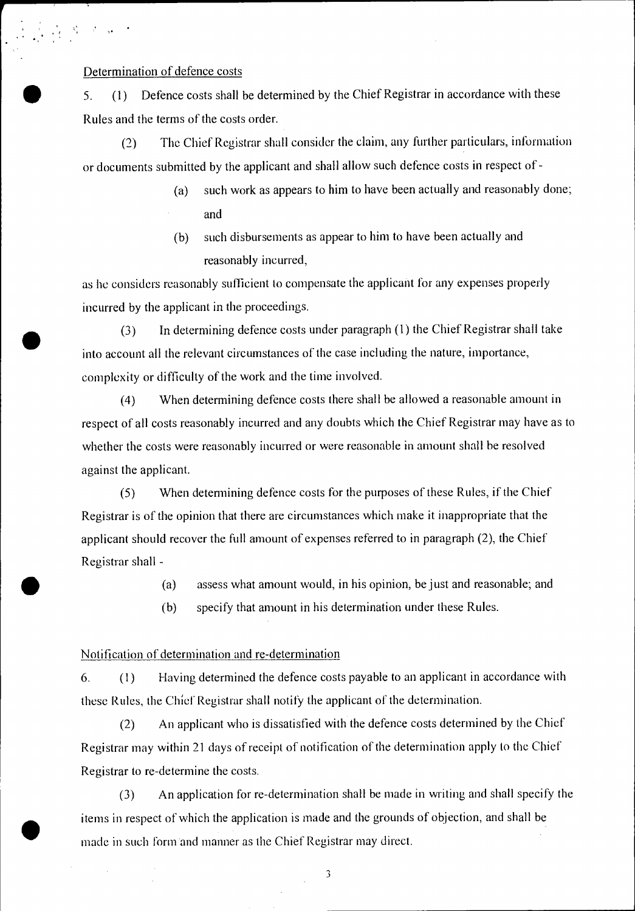Determination of defence costs

5. (1) Defence costs shall be determined by the Chief Registrar in accordance with these Rules and the terms of the costs order.

(2) The Chief Registrar shall consider the claim, any further particulars, information or documents submitted by the applicant and shall allow such defence costs in respect of -

(a) such work as appears to him to have been actually and reasonably done; and

(b) such disbursements as appear to him to have been actually and reasonably incurred,

as he considers reasonably sufficient to compensate the applicant for any expenses properly incurred by the applicant in the proceedings.

(3) In determining defence costs under paragraph (1) the Chief Registrar shall take into account all the relevant circumstances of the case including the nature, importance, complexity or difficulty of the work and the time involved.

(4) When determining defence costs there shall be allowed a reasonable amount in respect of all costs reasonably incurred and any doubts which the Chief Registrar may have as to whether the costs were reasonably incurred or were reasonable in amount shall be resolved against the applicant.

(5) When determining defence costs for the purposes of these Rules, if the Chief Registrar is of the opinion that there are circumstances which make it inappropriate that the applicant should recover the full amount of expenses referred to in paragraph (2), the Chief Registrar shall -

(a) assess what amount would, in his opinion, be just and reasonable; and

(b) specify that amount in his determination under these Rules.

Notification of determination and re-determination

6. (1) Having determined the defence costs payable to an applicant in accordance with these Rules, the Chief Registrar shall notify the applicant of the determination.

(2) An applicant who is dissatisfied with the defence costs determined by the Chief Registrar may within 21 days of receipt of notification of the determination apply to the Chief Registrar to re-determine the costs.

(3) An application for re-determination shall be made in writing and shall specify the items in respect of which the application is made and the grounds of objection, and shall be made in such form and manner as the Chief Registrar may direct.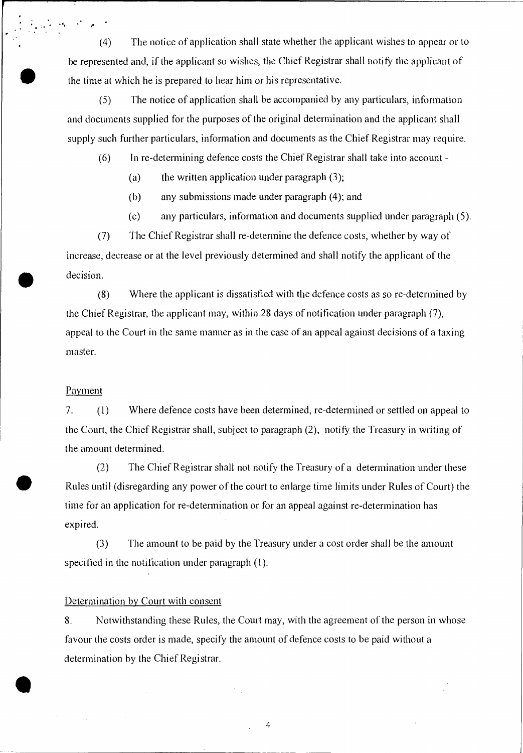(4) The notice of application shall state whether the applicant wishes to appear or to be represented and, if the applicant so wishes, the Chief Registrar shall notify the applicant of the time at which he is prepared to hear him or his representative.

(5) The notice of application shall be accompanied by any particulars, information and documents supplied for the purposes of the original determination and the applicant shall supply such further particulars, information and documents as the Chief Registrar may require.

(6) In re-determining defence costs the Chief Registrar shall take into account -

(a) the written application under paragraph (3);

(b) any submissions made under paragraph (4); and

(c) any particulars, information and documents supplied under paragraph (5).

(7) The Chief Registrar shall re-determine the defence costs, whether by way of increase, decrease or at the level previously determined and shall notify the applicant of the decision.

(8) Where the applicant is dissatisfied with the defence costs as so re-determined by the Chief Registrar, the applicant may, within 28 days of notification under paragraph (7), appeal to the Court in the same manner as in the case of an appeal against decisions of a taxing master.

Payment

7. (1) Where defence costs have been determined, re-determined or settled on appeal to the Court, the Chief Registrar shall, subject to paragraph (2), notify the Treasury in writing of the amount determined.

(2) The Chief Registrar shall not notify the Treasury of a determination under these Rules until (disregarding any power of the court to enlarge time limits under Rules of Court) the time for an application for re-determination or for an appeal against re-determination has expired.

(3) The amount to be paid by the Treasury under a cost order shall be the amount specified in the notification under paragraph (1).

Determination by Court with consent

8. Notwithstanding these Rules, the Court may, with the agreement of the person in whose favour the costs order is made, specify the amount of defence costs to be paid without a determination by the Chief Registrar.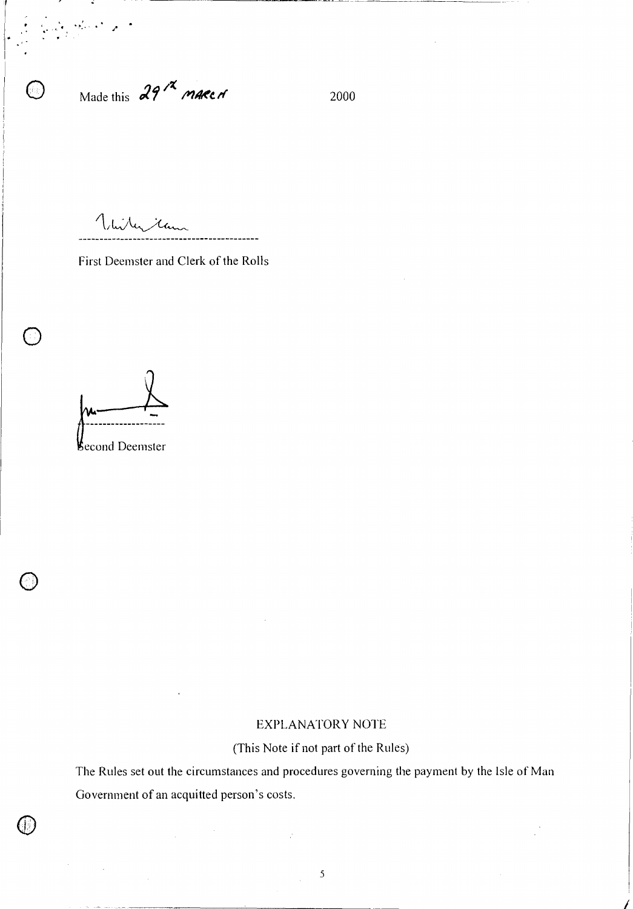Made this 29[th] MARCH 2000

First Deemster and Clerk of the Rolls

Second Deemster

EXPLANATORY NOTE

(This Note if not part of the Rules)

The Rules set out the circumstances and procedures governing the payment by the Isle of Man Government of an acquitted person's costs.